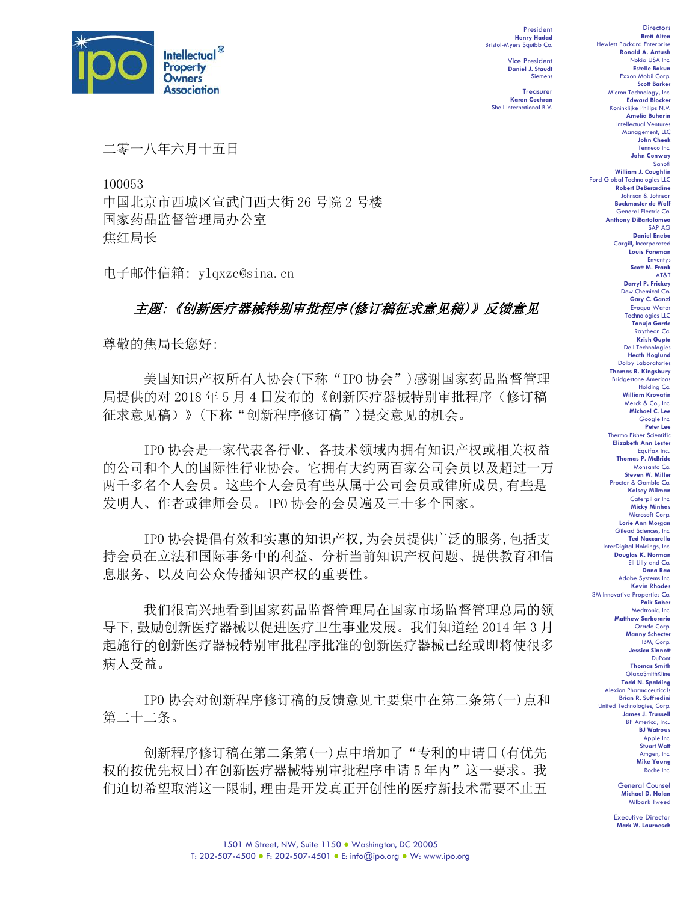Intellectual Property Owners Association®

President
**Henry Hadad**
Bristol-Myers Squibb Co.

Vice President
**Daniel J. Staudt**
Siemens

Treasurer
**Karen Cochran**
Shell International B.V.

Directors
**Brett Alten**
Hewlett Packard Enterprise
**Ronald A. Antush**
Nokia USA Inc.
**Estelle Bakun**
Exxon Mobil Corp.
**Scott Barker**
Micron Technology, Inc.
**Edward Blocker**
Koninklijke Philips N.V.
**Amelia Buharin**
Intellectual Ventures Management, LLC
**John Cheek**
Tenneco Inc.
**John Conway**
Sanofi
**William J. Coughlin**
Ford Global Technologies LLC
**Robert DeBerardine**
Johnson & Johnson
**Buckmaster de Wolf**
General Electric Co.
**Anthony DiBartolomeo**
SAP AG
**Daniel Enebo**
Cargill, Incorporated
**Louis Foreman**
Enventys
**Scott M. Frank**
AT&T
**Darryl P. Frickey**
Dow Chemical Co.
**Gary C. Ganzi**
Evoqua Water Technologies LLC
**Tanuja Garde**
Raytheon Co.
**Krish Gupta**
Dell Technologies
**Heath Hoglund**
Dolby Laboratories
**Thomas R. Kingsbury**
Bridgestone Americas Holding Co.
**William Krovatin**
Merck & Co., Inc.
**Michael C. Lee**
Google Inc.
**Peter Lee**
Thermo Fisher Scientific
**Elizabeth Ann Lester**
Equifax Inc.
**Thomas P. McBride**
Monsanto Co.
**Steven W. Miller**
Procter & Gamble Co.
**Kelsey Milman**
Caterpillar Inc.
**Micky Minhas**
Microsoft Corp.
**Lorie Ann Morgan**
Gilead Sciences, Inc.
**Ted Naccarella**
InterDigital Holdings, Inc.
**Douglas K. Norman**
Eli Lilly and Co.
**Dana Rao**
Adobe Systems Inc.
**Kevin Rhodes**
3M Innovative Properties Co.
**Paik Saber**
Medtronic, Inc.
**Matthew Sarboraria**
Oracle Corp.
**Manny Schecter**
IBM, Corp.
**Jessica Sinnott**
DuPont
**Thomas Smith**
GlaxoSmithKline
**Todd N. Spalding**
Alexion Pharmaceuticals
**Brian R. Suffredini**
United Technologies, Corp.
**James J. Trussell**
BP America, Inc.
**BJ Watrous**
Apple Inc.
**Stuart Watt**
Amgen, Inc.
**Mike Young**
Roche Inc.

General Counsel
**Michael D. Nolan**
Milbank Tweed

Executive Director
**Mark W. Lauroesch**

二零一八年六月十五日

100053
中国北京市西城区宣武门西大街 26 号院 2 号楼
国家药品监督管理局办公室
焦红局长

电子邮件信箱: ylqxzc@sina.cn

***主题:《创新医疗器械特别审批程序(修订稿征求意见稿)》反馈意见***

尊敬的焦局长您好:

美国知识产权所有人协会(下称“IPO 协会”)感谢国家药品监督管理局提供的对 2018 年 5 月 4 日发布的《创新医疗器械特别审批程序（修订稿征求意见稿）》(下称“创新程序修订稿”)提交意见的机会。

IPO 协会是一家代表各行业、各技术领域内拥有知识产权或相关权益的公司和个人的国际性行业协会。它拥有大约两百家公司会员以及超过一万两千多名个人会员。这些个人会员有些从属于公司会员或律所成员,有些是发明人、作者或律师会员。IPO 协会的会员遍及三十多个国家。

IPO 协会提倡有效和实惠的知识产权,为会员提供广泛的服务,包括支持会员在立法和国际事务中的利益、分析当前知识产权问题、提供教育和信息服务、以及向公众传播知识产权的重要性。

我们很高兴地看到国家药品监督管理局在国家市场监督管理总局的领导下,鼓励创新医疗器械以促进医疗卫生事业发展。我们知道经 2014 年 3 月起施行的创新医疗器械特别审批程序批准的创新医疗器械已经或即将使很多病人受益。

IPO 协会对创新程序修订稿的反馈意见主要集中在第二条第(一)点和第二十二条。

创新程序修订稿在第二条第(一)点中增加了“专利的申请日(有优先权的按优先权日)在创新医疗器械特别审批程序申请 5 年内”这一要求。我们迫切希望取消这一限制,理由是开发真正开创性的医疗新技术需要不止五

1501 M Street, NW, Suite 1150 ● Washington, DC 20005
T: 202-507-4500 ● F: 202-507-4501 ● E: info@ipo.org ● W: www.ipo.org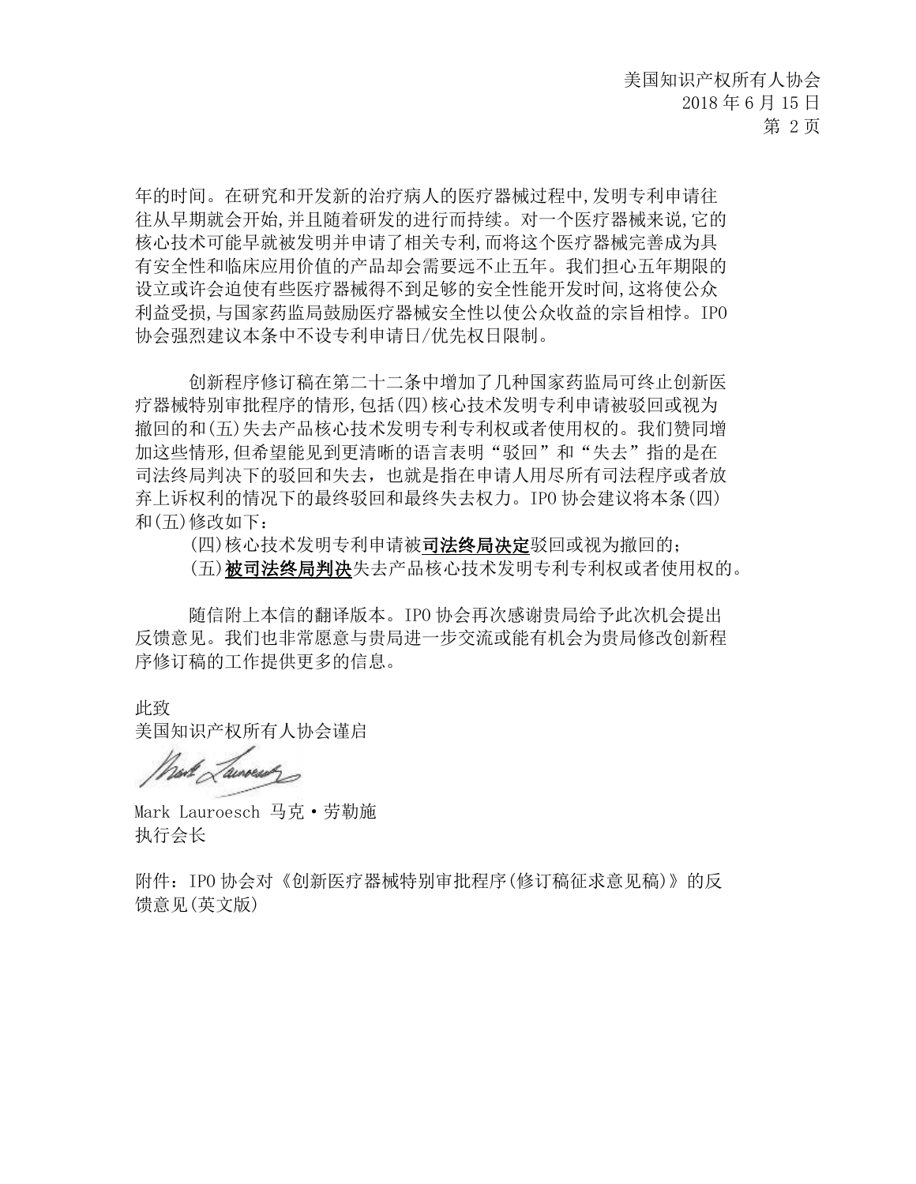年的时间。在研究和开发新的治疗病人的医疗器械过程中,发明专利申请往往从早期就会开始,并且随着研发的进行而持续。对一个医疗器械来说,它的核心技术可能早就被发明并申请了相关专利,而将这个医疗器械完善成为具有安全性和临床应用价值的产品却会需要远不止五年。我们担心五年期限的设立或许会迫使有些医疗器械得不到足够的安全性能开发时间,这将使公众利益受损,与国家药监局鼓励医疗器械安全性以使公众收益的宗旨相悖。IPO 协会强烈建议本条中不设专利申请日/优先权日限制。

创新程序修订稿在第二十二条中增加了几种国家药监局可终止创新医疗器械特别审批程序的情形,包括(四)核心技术发明专利申请被驳回或视为撤回的和(五)失去产品核心技术发明专利专利权或者使用权的。我们赞同增加这些情形,但希望能见到更清晰的语言表明"驳回"和"失去"指的是在司法终局判决下的驳回和失去,也就是指在申请人用尽所有司法程序或者放弃上诉权利的情况下的最终驳回和最终失去权力。IPO 协会建议将本条(四)和(五)修改如下:

(四)核心技术发明专利申请被**司法终局决定**驳回或视为撤回的;

(五)**被司法终局判决**失去产品核心技术发明专利专利权或者使用权的。

随信附上本信的翻译版本。IPO 协会再次感谢贵局给予此次机会提出反馈意见。我们也非常愿意与贵局进一步交流或能有机会为贵局修改创新程序修订稿的工作提供更多的信息。

此致

美国知识产权所有人协会谨启

Mark Lauroesch 马克·劳勒施

执行会长

附件:IPO 协会对《创新医疗器械特别审批程序(修订稿征求意见稿)》的反馈意见(英文版)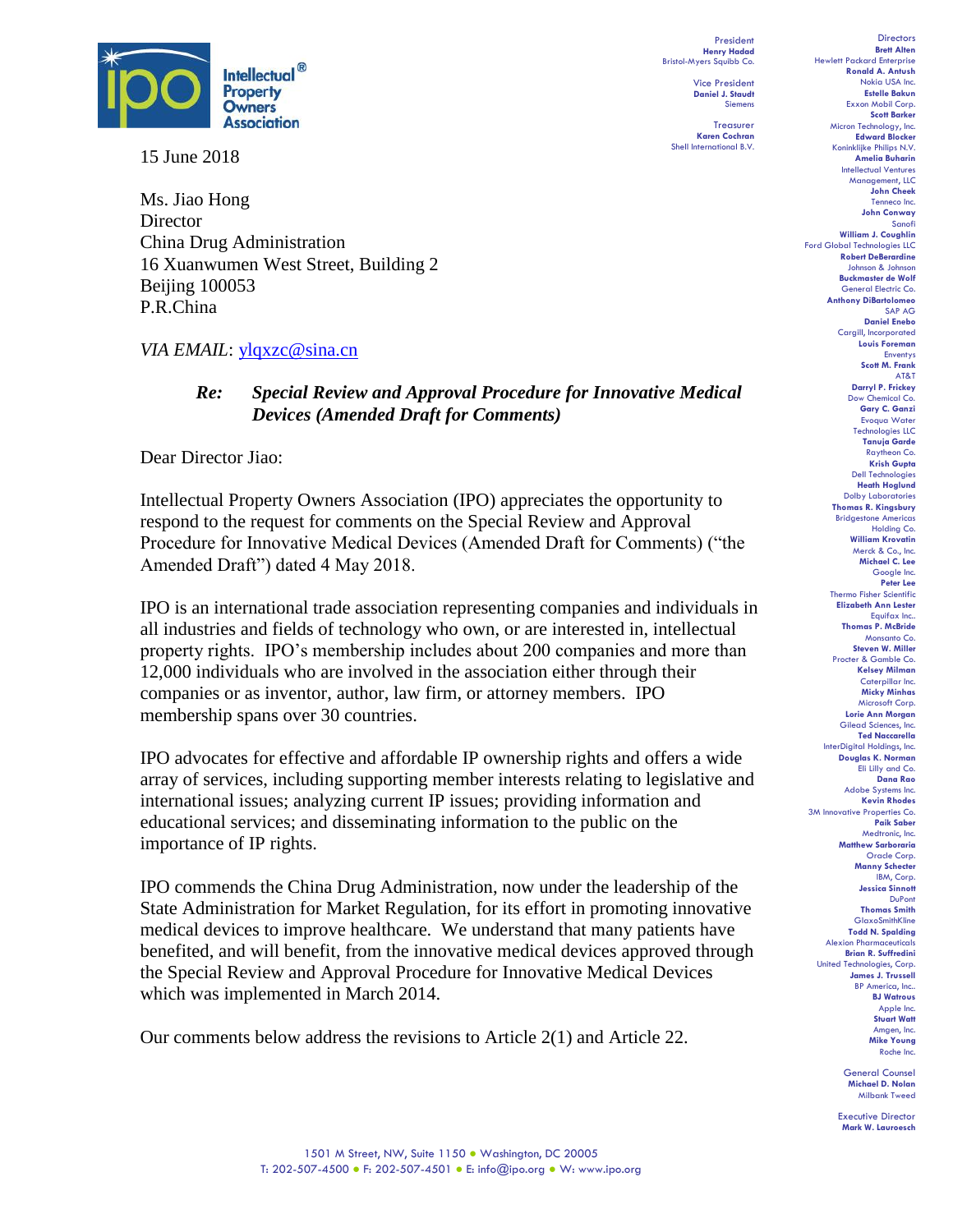Intellectual Property Owners Association

President
**Henry Hadad**
Bristol-Myers Squibb Co.

Vice President
**Daniel J. Staudt**
Siemens

Treasurer
**Karen Cochran**
Shell International B.V.

Directors
**Brett Alten**
Hewlett Packard Enterprise
**Ronald A. Antush**
Nokia USA Inc.
**Estelle Bakun**
Exxon Mobil Corp.
**Scott Barker**
Micron Technology, Inc.
**Edward Blocker**
Koninklijke Philips N.V.
**Amelia Buharin**
Intellectual Ventures Management, LLC
**John Cheek**
Tenneco Inc.
**John Conway**
Sanofi
**William J. Coughlin**
Ford Global Technologies LLC
**Robert DeBerardine**
Johnson & Johnson
**Buckmaster de Wolf**
General Electric Co.
**Anthony DiBartolomeo**
SAP AG
**Daniel Enebo**
Cargill, Incorporated
**Louis Foreman**
Enventys
**Scott M. Frank**
AT&T
**Darryl P. Frickey**
Dow Chemical Co.
**Gary C. Ganzi**
Evoqua Water Technologies LLC
**Tanuja Garde**
Raytheon Co.
**Krish Gupta**
Dell Technologies
**Heath Hoglund**
Dolby Laboratories
**Thomas R. Kingsbury**
Bridgestone Americas Holding Co.
**William Krovatin**
Merck & Co., Inc.
**Michael C. Lee**
Google Inc.
**Peter Lee**
Thermo Fisher Scientific
**Elizabeth Ann Lester**
Equifax Inc..
**Thomas P. McBride**
Monsanto Co.
**Steven W. Miller**
Procter & Gamble Co.
**Kelsey Milman**
Caterpillar Inc.
**Micky Minhas**
Microsoft Corp.
**Lorie Ann Morgan**
Gilead Sciences, Inc.
**Ted Naccarella**
InterDigital Holdings, Inc.
**Douglas K. Norman**
Eli Lilly and Co.
**Dana Rao**
Adobe Systems Inc.
**Kevin Rhodes**
3M Innovative Properties Co.
**Paik Saber**
Medtronic, Inc.
**Matthew Sarboraria**
Oracle Corp.
**Manny Schecter**
IBM, Corp.
**Jessica Sinnott**
DuPont
**Thomas Smith**
GlaxoSmithKline
**Todd N. Spalding**
Alexion Pharmaceuticals
**Brian R. Suffredini**
United Technologies, Corp.
**James J. Trussell**
BP America, Inc..
**BJ Watrous**
Apple Inc.
**Stuart Watt**
Amgen, Inc.
**Mike Young**
Roche Inc.

General Counsel
**Michael D. Nolan**
Milbank Tweed

Executive Director
**Mark W. Lauroesch**

15 June 2018

Ms. Jiao Hong
Director
China Drug Administration
16 Xuanwumen West Street, Building 2
Beijing 100053
P.R.China

*VIA EMAIL*: ylqxzc@sina.cn

***Re: Special Review and Approval Procedure for Innovative Medical Devices (Amended Draft for Comments)***

Dear Director Jiao:

Intellectual Property Owners Association (IPO) appreciates the opportunity to respond to the request for comments on the Special Review and Approval Procedure for Innovative Medical Devices (Amended Draft for Comments) ("the Amended Draft") dated 4 May 2018.

IPO is an international trade association representing companies and individuals in all industries and fields of technology who own, or are interested in, intellectual property rights. IPO's membership includes about 200 companies and more than 12,000 individuals who are involved in the association either through their companies or as inventor, author, law firm, or attorney members. IPO membership spans over 30 countries.

IPO advocates for effective and affordable IP ownership rights and offers a wide array of services, including supporting member interests relating to legislative and international issues; analyzing current IP issues; providing information and educational services; and disseminating information to the public on the importance of IP rights.

IPO commends the China Drug Administration, now under the leadership of the State Administration for Market Regulation, for its effort in promoting innovative medical devices to improve healthcare. We understand that many patients have benefited, and will benefit, from the innovative medical devices approved through the Special Review and Approval Procedure for Innovative Medical Devices which was implemented in March 2014.

Our comments below address the revisions to Article 2(1) and Article 22.

1501 M Street, NW, Suite 1150 ● Washington, DC 20005
T: 202-507-4500 ● F: 202-507-4501 ● E: info@ipo.org ● W: www.ipo.org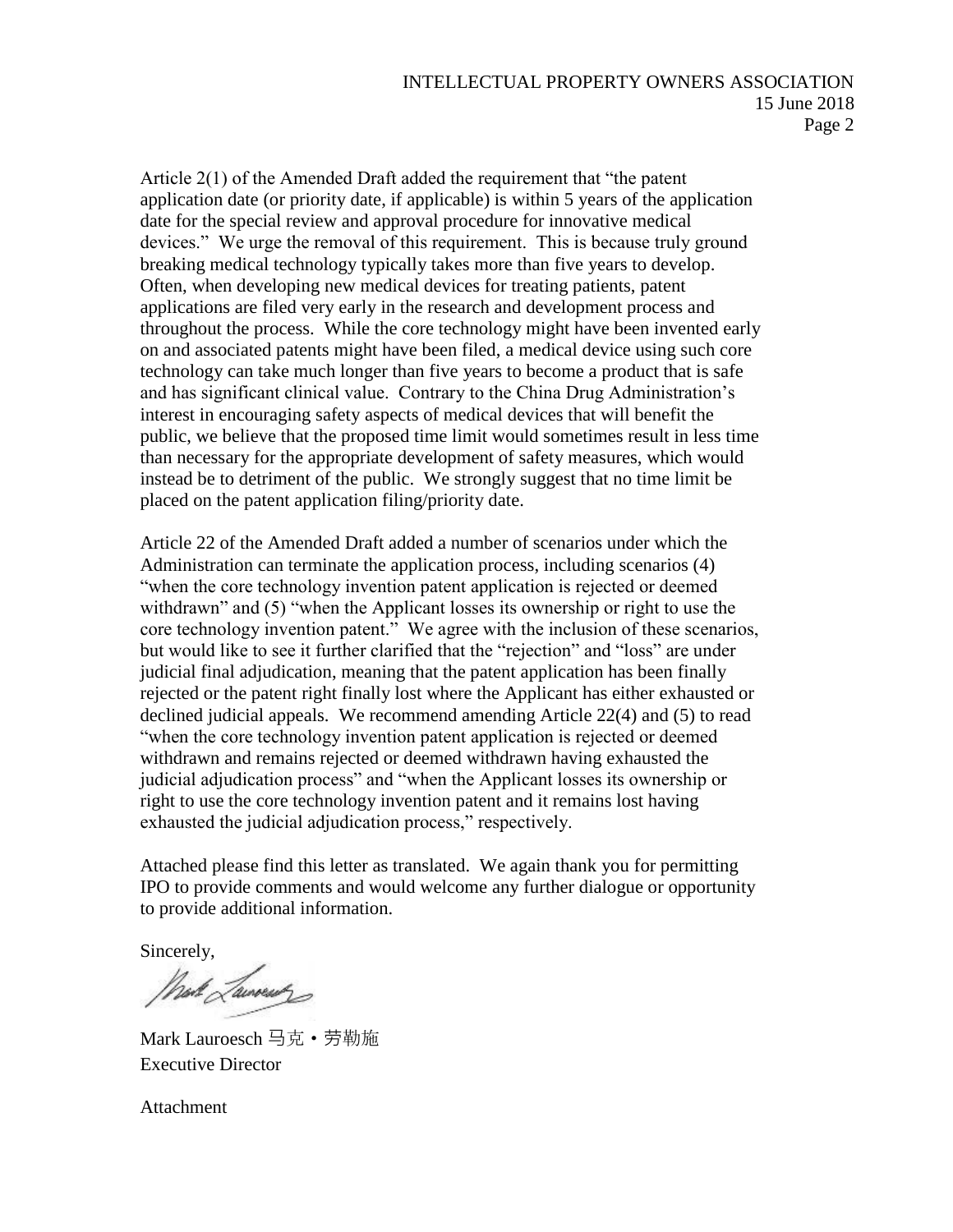Article 2(1) of the Amended Draft added the requirement that "the patent application date (or priority date, if applicable) is within 5 years of the application date for the special review and approval procedure for innovative medical devices." We urge the removal of this requirement. This is because truly ground breaking medical technology typically takes more than five years to develop. Often, when developing new medical devices for treating patients, patent applications are filed very early in the research and development process and throughout the process. While the core technology might have been invented early on and associated patents might have been filed, a medical device using such core technology can take much longer than five years to become a product that is safe and has significant clinical value. Contrary to the China Drug Administration's interest in encouraging safety aspects of medical devices that will benefit the public, we believe that the proposed time limit would sometimes result in less time than necessary for the appropriate development of safety measures, which would instead be to detriment of the public. We strongly suggest that no time limit be placed on the patent application filing/priority date.

Article 22 of the Amended Draft added a number of scenarios under which the Administration can terminate the application process, including scenarios (4) "when the core technology invention patent application is rejected or deemed withdrawn" and (5) "when the Applicant losses its ownership or right to use the core technology invention patent." We agree with the inclusion of these scenarios, but would like to see it further clarified that the "rejection" and "loss" are under judicial final adjudication, meaning that the patent application has been finally rejected or the patent right finally lost where the Applicant has either exhausted or declined judicial appeals. We recommend amending Article 22(4) and (5) to read "when the core technology invention patent application is rejected or deemed withdrawn and remains rejected or deemed withdrawn having exhausted the judicial adjudication process" and "when the Applicant losses its ownership or right to use the core technology invention patent and it remains lost having exhausted the judicial adjudication process," respectively.

Attached please find this letter as translated. We again thank you for permitting IPO to provide comments and would welcome any further dialogue or opportunity to provide additional information.

Sincerely,

Mark Lauroesch 马克・劳勒施
Executive Director

Attachment